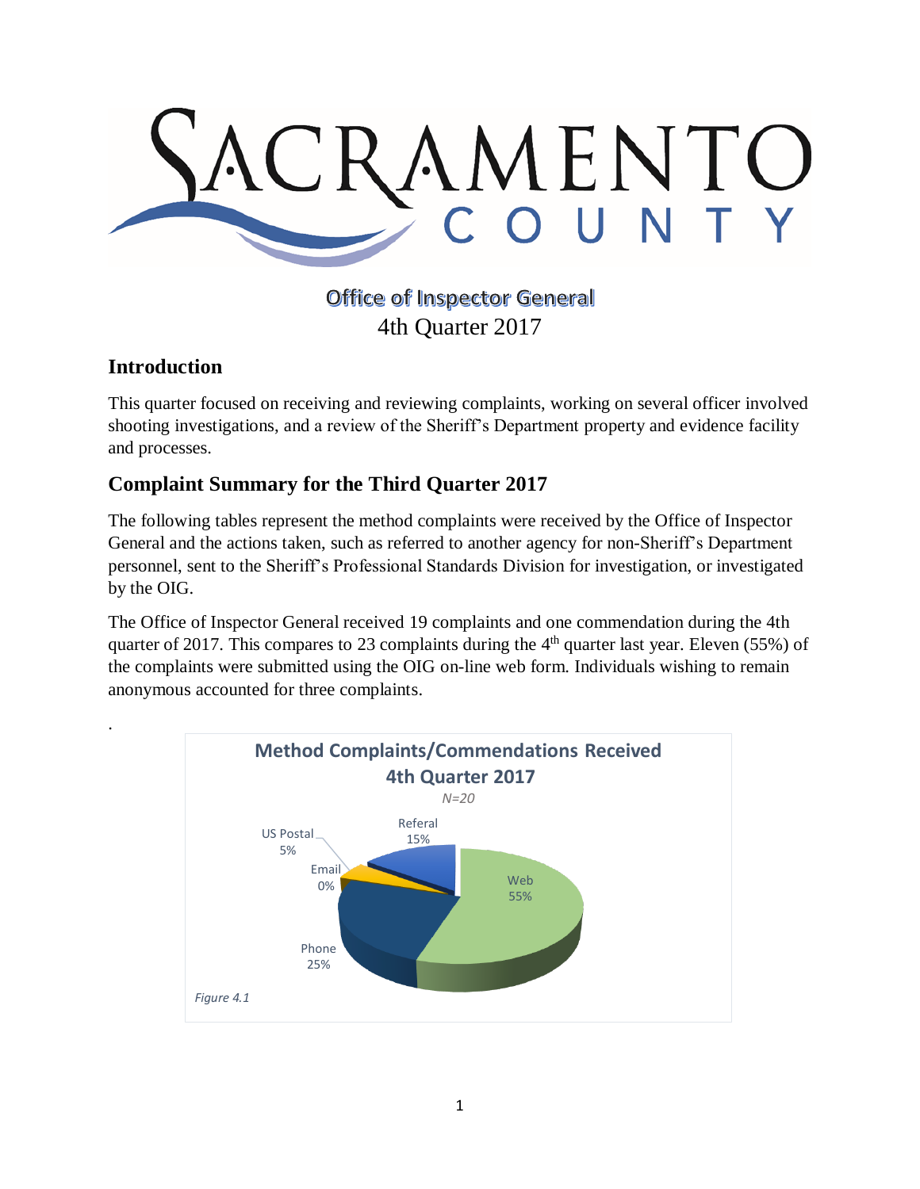# SACRAMENTO COUNTY

## Office of Inspector General
4th Quarter 2017

## Introduction

This quarter focused on receiving and reviewing complaints, working on several officer involved shooting investigations, and a review of the Sheriff's Department property and evidence facility and processes.

## Complaint Summary for the Third Quarter 2017

The following tables represent the method complaints were received by the Office of Inspector General and the actions taken, such as referred to another agency for non-Sheriff's Department personnel, sent to the Sheriff's Professional Standards Division for investigation, or investigated by the OIG.

The Office of Inspector General received 19 complaints and one commendation during the 4th quarter of 2017. This compares to 23 complaints during the 4th quarter last year. Eleven (55%) of the complaints were submitted using the OIG on-line web form. Individuals wishing to remain anonymous accounted for three complaints.

.

**Method Complaints/Commendations Received 4th Quarter 2017**
*N=20*

| Method | Percent |
|---|---|
| Web | 55% |
| Phone | 25% |
| Email | 0% |
| US Postal | 5% |
| Referal | 15% |

*Figure 4.1*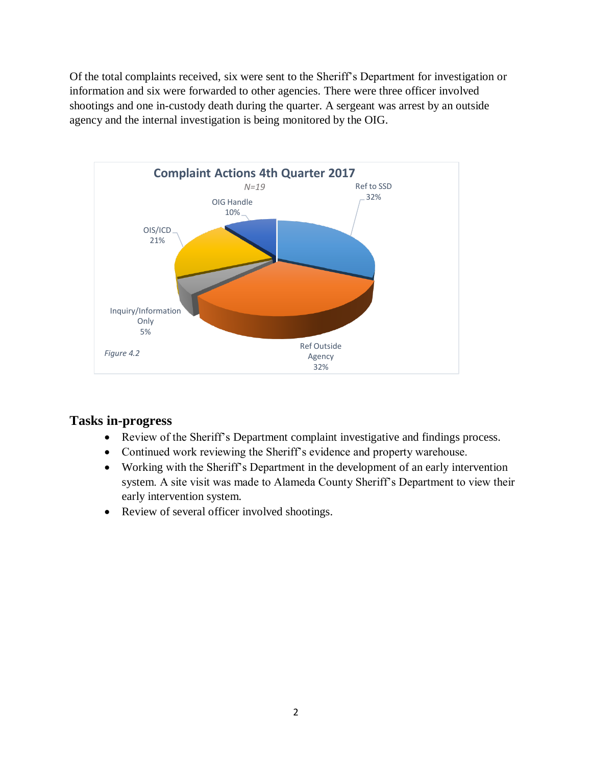Of the total complaints received, six were sent to the Sheriff's Department for investigation or information and six were forwarded to other agencies. There were three officer involved shootings and one in-custody death during the quarter. A sergeant was arrest by an outside agency and the internal investigation is being monitored by the OIG.

Complaint Actions 4th Quarter 2017

*N=19*

Ref to SSD 32%

OIG Handle 10%

OIS/ICD 21%

Inquiry/Information Only 5%

Ref Outside Agency 32%

*Figure 4.2*

## Tasks in-progress

- Review of the Sheriff's Department complaint investigative and findings process.
- Continued work reviewing the Sheriff's evidence and property warehouse.
- Working with the Sheriff's Department in the development of an early intervention system. A site visit was made to Alameda County Sheriff's Department to view their early intervention system.
- Review of several officer involved shootings.